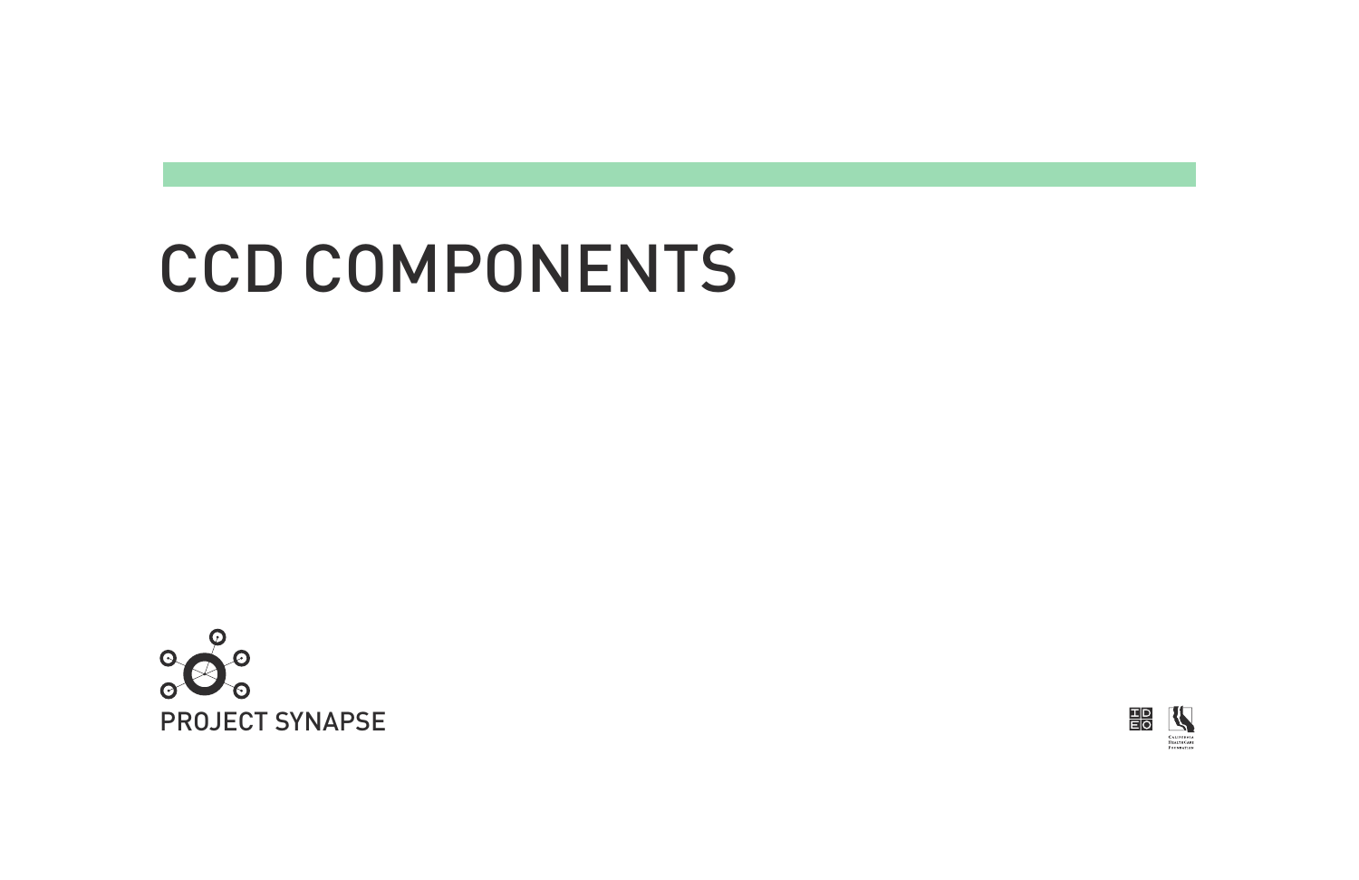# CCD COMPONENTS

PROJECT SYNAPSE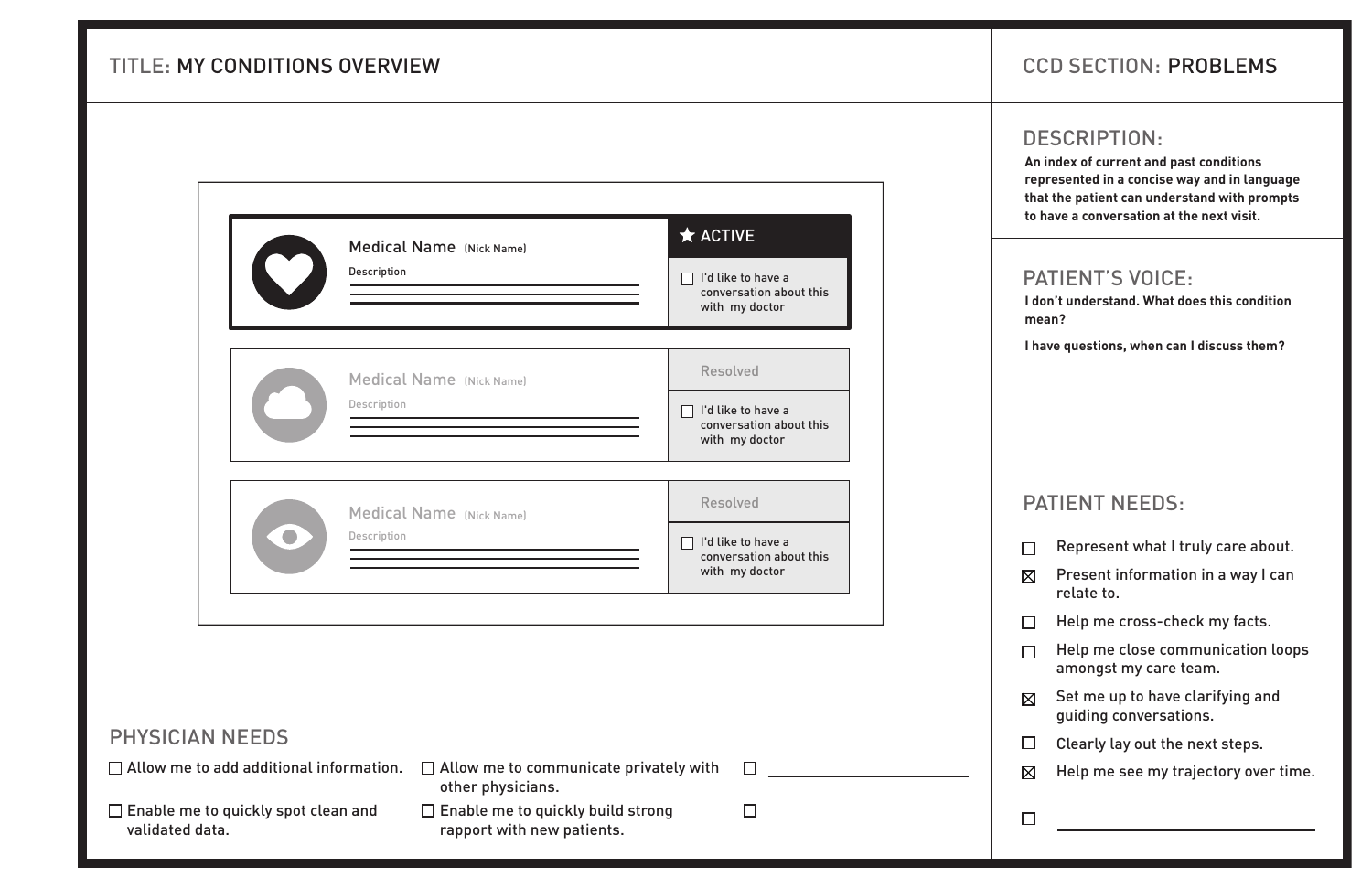## TITLE: MY CONDITIONS OVERVIEW

**Medical Name** (Nick Name)
Description

★ ACTIVE

- [ ] I'd like to have a conversation about this with my doctor

**Medical Name** (Nick Name)
Description

Resolved

- [ ] I'd like to have a conversation about this with my doctor

**Medical Name** (Nick Name)
Description

Resolved

- [ ] I'd like to have a conversation about this with my doctor

## PHYSICIAN NEEDS

- [ ] Allow me to add additional information.
- [ ] Enable me to quickly spot clean and validated data.
- [ ] Allow me to communicate privately with other physicians.
- [ ] Enable me to quickly build strong rapport with new patients.
- [ ] ______________________
- [ ] ______________________

## CCD SECTION: PROBLEMS

### DESCRIPTION:

**An index of current and past conditions represented in a concise way and in language that the patient can understand with prompts to have a conversation at the next visit.**

### PATIENT'S VOICE:

**I don't understand. What does this condition mean?**

**I have questions, when can I discuss them?**

### PATIENT NEEDS:

- [ ] Represent what I truly care about.
- [x] Present information in a way I can relate to.
- [ ] Help me cross-check my facts.
- [ ] Help me close communication loops amongst my care team.
- [x] Set me up to have clarifying and guiding conversations.
- [ ] Clearly lay out the next steps.
- [x] Help me see my trajectory over time.
- [ ] ______________________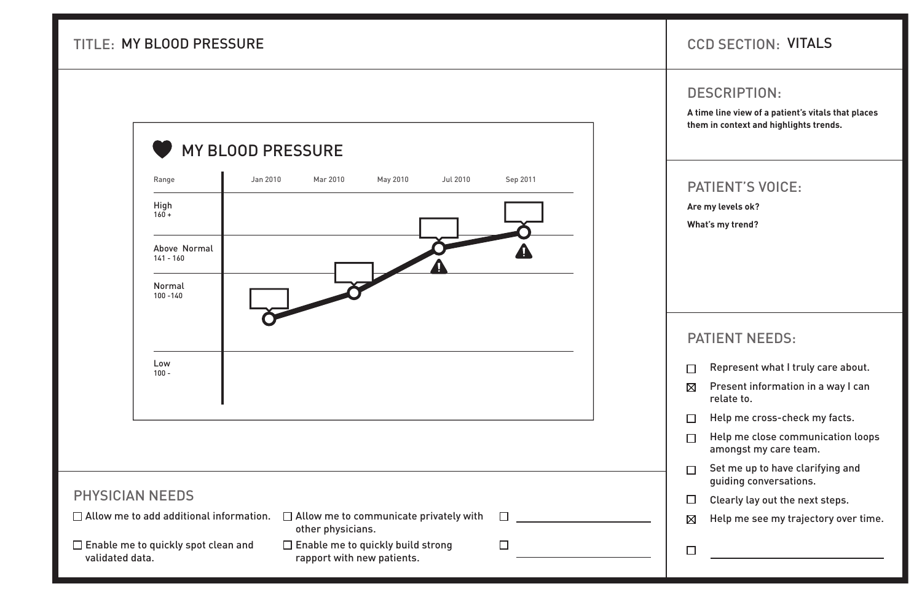TITLE: MY BLOOD PRESSURE

CCD SECTION: VITALS

## MY BLOOD PRESSURE

| Range | Jan 2010 | Mar 2010 | May 2010 | Jul 2010 | Sep 2011 |
|---|---|---|---|---|---|
| High 160 + | | | | | |
| Above Normal 141 - 160 | | | | | |
| Normal 100 -140 | | | | | |
| Low 100 - | | | | | |

## PHYSICIAN NEEDS

- ☐ Allow me to add additional information.
- ☐ Enable me to quickly spot clean and validated data.
- ☐ Allow me to communicate privately with other physicians.
- ☐ Enable me to quickly build strong rapport with new patients.
- ☐ ______________________
- ☐ ______________________

## DESCRIPTION:

**A time line view of a patient's vitals that places them in context and highlights trends.**

## PATIENT'S VOICE:

**Are my levels ok?**

**What's my trend?**

## PATIENT NEEDS:

- ☐ Represent what I truly care about.
- ☒ Present information in a way I can relate to.
- ☐ Help me cross-check my facts.
- ☐ Help me close communication loops amongst my care team.
- ☐ Set me up to have clarifying and guiding conversations.
- ☐ Clearly lay out the next steps.
- ☒ Help me see my trajectory over time.
- ☐ ______________________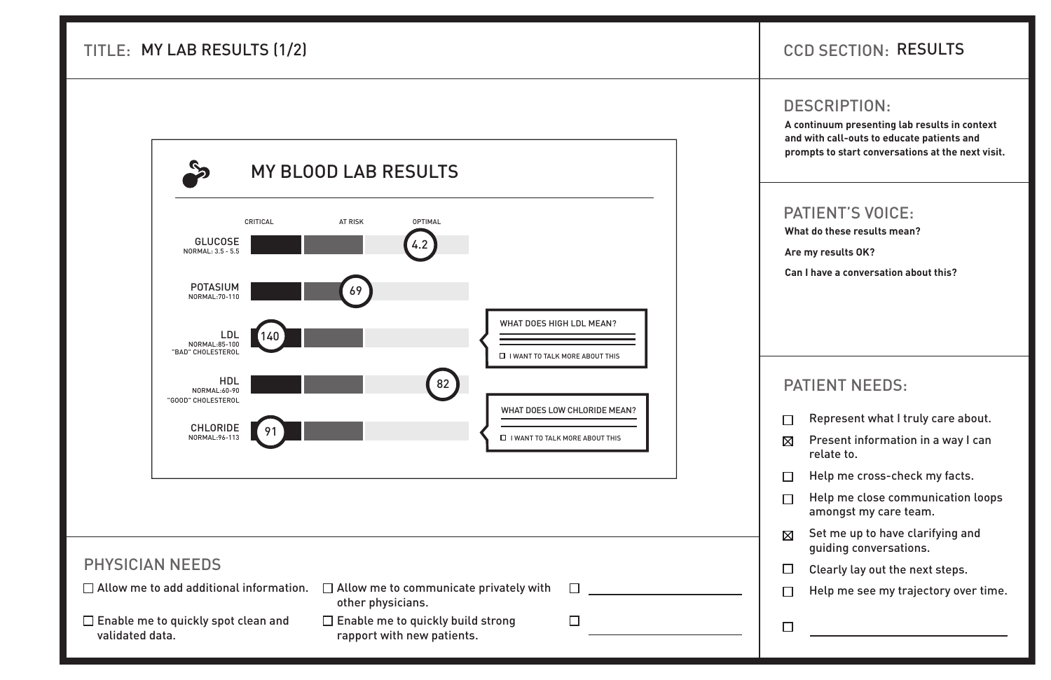## TITLE: MY LAB RESULTS (1/2)

### MY BLOOD LAB RESULTS

| | CRITICAL | AT RISK | OPTIMAL |
|---|---|---|---|
| GLUCOSE (NORMAL: 3.5 - 5.5) | | | 4.2 |
| POTASSIUM (NORMAL:70-110) | | 69 | |
| LDL (NORMAL:85-100) "BAD" CHOLESTEROL | 140 | | |
| HDL (NORMAL:60-90) "GOOD" CHOLESTEROL | | | 82 |
| CHLORIDE (NORMAL:96-113) | 91 | | |

WHAT DOES HIGH LDL MEAN?

☐ I WANT TO TALK MORE ABOUT THIS

WHAT DOES LOW CHLORIDE MEAN?

☐ I WANT TO TALK MORE ABOUT THIS

## PHYSICIAN NEEDS

- ☐ Allow me to add additional information.
- ☐ Enable me to quickly spot clean and validated data.
- ☐ Allow me to communicate privately with other physicians.
- ☐ Enable me to quickly build strong rapport with new patients.
- ☐ ____________________
- ☐ ____________________

## CCD SECTION: RESULTS

## DESCRIPTION:

**A continuum presenting lab results in context and with call-outs to educate patients and prompts to start conversations at the next visit.**

## PATIENT'S VOICE:

**What do these results mean?**

**Are my results OK?**

**Can I have a conversation about this?**

## PATIENT NEEDS:

- ☐ Represent what I truly care about.
- ☒ Present information in a way I can relate to.
- ☐ Help me cross-check my facts.
- ☐ Help me close communication loops amongst my care team.
- ☒ Set me up to have clarifying and guiding conversations.
- ☐ Clearly lay out the next steps.
- ☐ Help me see my trajectory over time.
- ☐ ____________________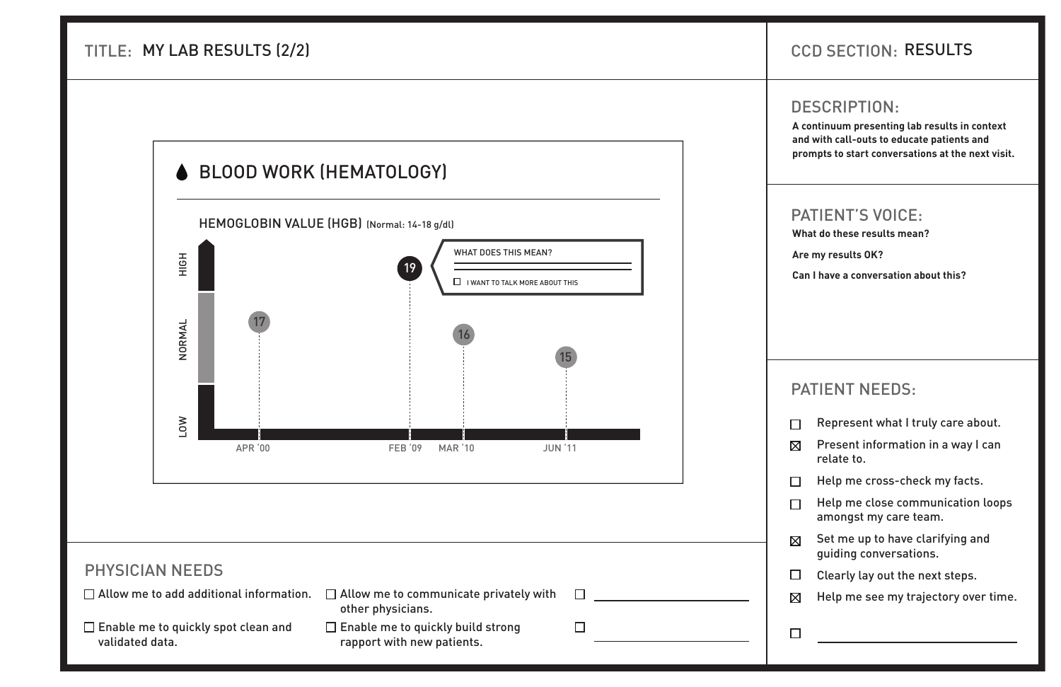TITLE: MY LAB RESULTS (2/2)

CCD SECTION: RESULTS

## BLOOD WORK (HEMATOLOGY)

HEMOGLOBIN VALUE (HGB) (Normal: 14-18 g/dl)

HIGH
NORMAL
LOW

17 — APR '00
19 — FEB '09
16 — MAR '10
15 — JUN '11

WHAT DOES THIS MEAN?

☐ I WANT TO TALK MORE ABOUT THIS

## DESCRIPTION:

**A continuum presenting lab results in context and with call-outs to educate patients and prompts to start conversations at the next visit.**

## PATIENT'S VOICE:

**What do these results mean?**

**Are my results OK?**

**Can I have a conversation about this?**

## PATIENT NEEDS:

- ☐ Represent what I truly care about.
- ☒ Present information in a way I can relate to.
- ☐ Help me cross-check my facts.
- ☐ Help me close communication loops amongst my care team.
- ☒ Set me up to have clarifying and guiding conversations.
- ☐ Clearly lay out the next steps.
- ☒ Help me see my trajectory over time.
- ☐ ______

## PHYSICIAN NEEDS

- ☐ Allow me to add additional information.
- ☐ Enable me to quickly spot clean and validated data.
- ☐ Allow me to communicate privately with other physicians.
- ☐ Enable me to quickly build strong rapport with new patients.
- ☐ ______
- ☐ ______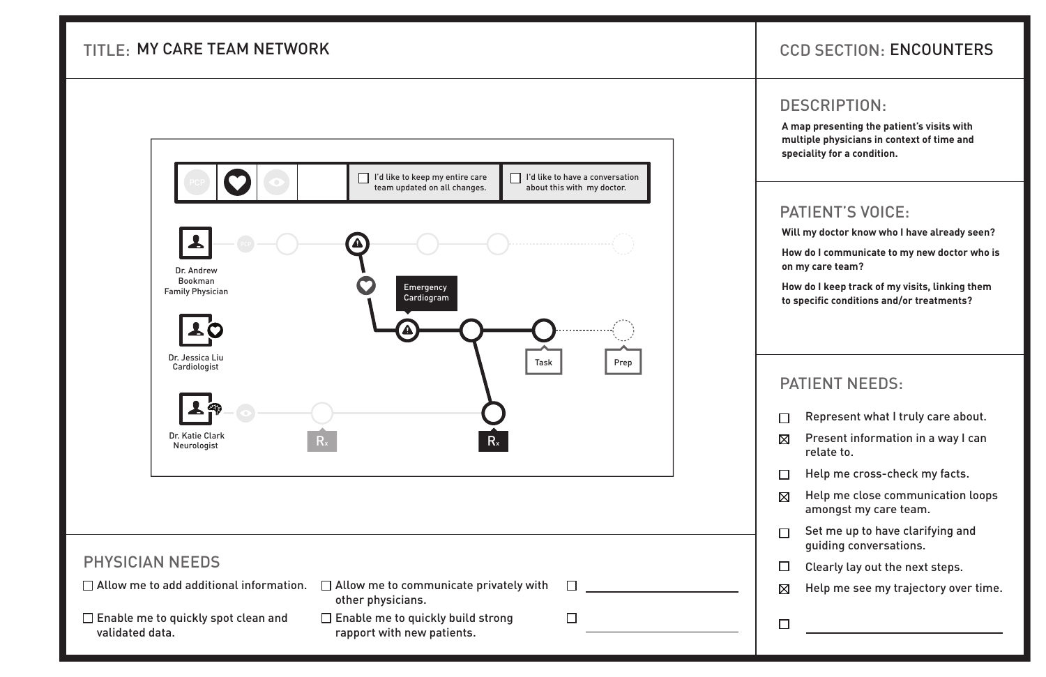# TITLE: MY CARE TEAM NETWORK

## CCD SECTION: ENCOUNTERS

☐ I'd like to keep my entire care team updated on all changes.

☐ I'd like to have a conversation about this with my doctor.

Dr. Andrew Bookman
Family Physician

Emergency Cardiogram

Dr. Jessica Liu
Cardiologist

Task

Prep

Dr. Katie Clark
Neurologist

Rx

Rx

## DESCRIPTION:

**A map presenting the patient's visits with multiple physicians in context of time and speciality for a condition.**

## PATIENT'S VOICE:

**Will my doctor know who I have already seen?**

**How do I communicate to my new doctor who is on my care team?**

**How do I keep track of my visits, linking them to specific conditions and/or treatments?**

## PATIENT NEEDS:

- ☐ Represent what I truly care about.
- ☒ Present information in a way I can relate to.
- ☐ Help me cross-check my facts.
- ☒ Help me close communication loops amongst my care team.
- ☐ Set me up to have clarifying and guiding conversations.
- ☐ Clearly lay out the next steps.
- ☒ Help me see my trajectory over time.
- ☐ \_\_\_\_\_\_\_\_\_\_\_\_\_\_\_\_

## PHYSICIAN NEEDS

- ☐ Allow me to add additional information.
- ☐ Enable me to quickly spot clean and validated data.
- ☐ Allow me to communicate privately with other physicians.
- ☐ Enable me to quickly build strong rapport with new patients.
- ☐ \_\_\_\_\_\_\_\_\_\_\_\_\_\_\_\_
- ☐ \_\_\_\_\_\_\_\_\_\_\_\_\_\_\_\_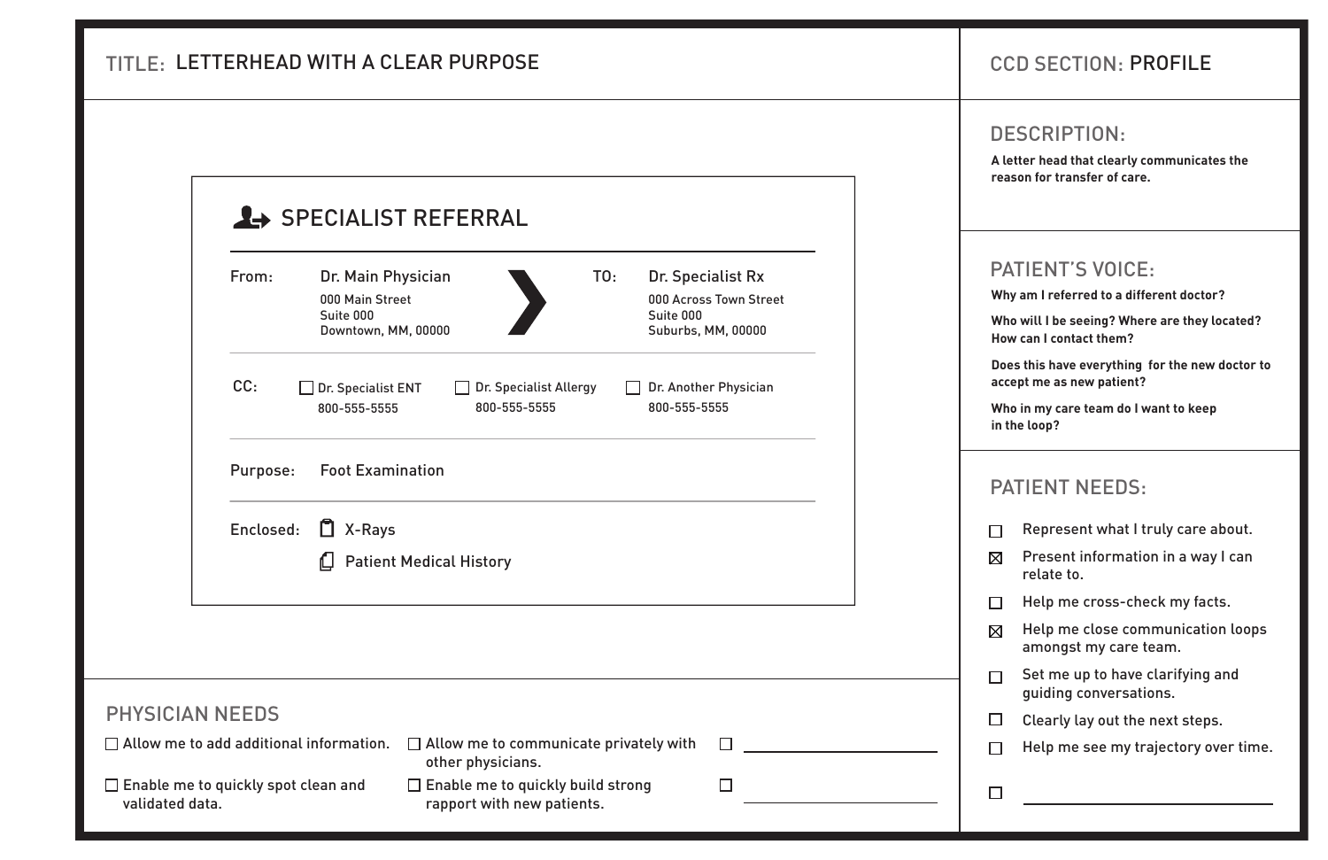TITLE: LETTERHEAD WITH A CLEAR PURPOSE

CCD SECTION: PROFILE

## SPECIALIST REFERRAL

From: Dr. Main Physician
000 Main Street
Suite 000
Downtown, MM, 00000

TO: Dr. Specialist Rx
000 Across Town Street
Suite 000
Suburbs, MM, 00000

CC:
- ☐ Dr. Specialist ENT 800-555-5555
- ☐ Dr. Specialist Allergy 800-555-5555
- ☐ Dr. Another Physician 800-555-5555

Purpose: Foot Examination

Enclosed:
- X-Rays
- Patient Medical History

## PHYSICIAN NEEDS

- ☐ Allow me to add additional information.
- ☐ Enable me to quickly spot clean and validated data.
- ☐ Allow me to communicate privately with other physicians.
- ☐ Enable me to quickly build strong rapport with new patients.
- ☐ ______
- ☐ ______

## DESCRIPTION:

**A letter head that clearly communicates the reason for transfer of care.**

## PATIENT'S VOICE:

**Why am I referred to a different doctor?**

**Who will I be seeing? Where are they located? How can I contact them?**

**Does this have everything for the new doctor to accept me as new patient?**

**Who in my care team do I want to keep in the loop?**

## PATIENT NEEDS:

- ☐ Represent what I truly care about.
- ☒ Present information in a way I can relate to.
- ☐ Help me cross-check my facts.
- ☒ Help me close communication loops amongst my care team.
- ☐ Set me up to have clarifying and guiding conversations.
- ☐ Clearly lay out the next steps.
- ☐ Help me see my trajectory over time.
- ☐ ______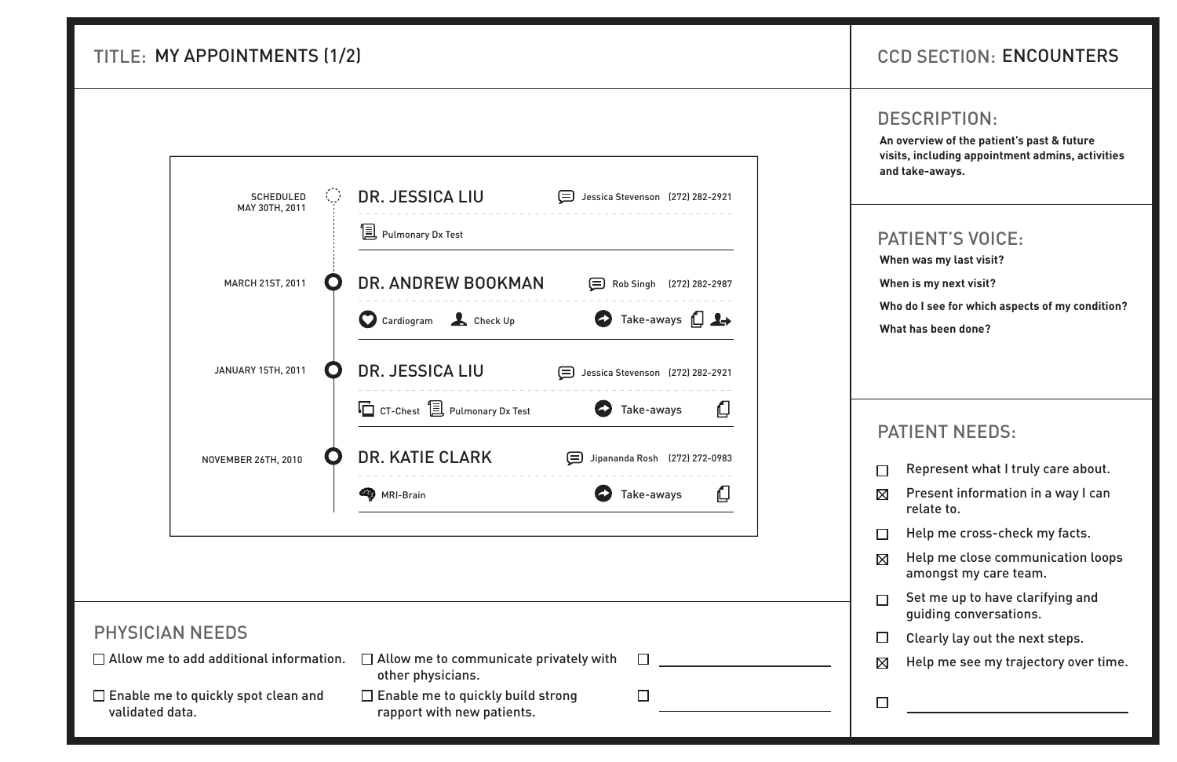TITLE: MY APPOINTMENTS (1/2)

CCD SECTION: ENCOUNTERS

SCHEDULED
MAY 30TH, 2011

DR. JESSICA LIU — Jessica Stevenson (272) 282-2921

Pulmonary Dx Test

MARCH 21ST, 2011

DR. ANDREW BOOKMAN — Rob Singh (272) 282-2987

Cardiogram · Check Up · Take-aways

JANUARY 15TH, 2011

DR. JESSICA LIU — Jessica Stevenson (272) 282-2921

CT-Chest · Pulmonary Dx Test · Take-aways

NOVEMBER 26TH, 2010

DR. KATIE CLARK — Jipananda Rosh (272) 272-0983

MRI-Brain · Take-aways

## DESCRIPTION:

**An overview of the patient's past & future visits, including appointment admins, activities and take-aways.**

## PATIENT'S VOICE:

**When was my last visit?**

**When is my next visit?**

**Who do I see for which aspects of my condition?**

**What has been done?**

## PATIENT NEEDS:

- ☐ Represent what I truly care about.
- ☒ Present information in a way I can relate to.
- ☐ Help me cross-check my facts.
- ☒ Help me close communication loops amongst my care team.
- ☐ Set me up to have clarifying and guiding conversations.
- ☐ Clearly lay out the next steps.
- ☒ Help me see my trajectory over time.
- ☐ ______________________

## PHYSICIAN NEEDS

- ☐ Allow me to add additional information.
- ☐ Enable me to quickly spot clean and validated data.
- ☐ Allow me to communicate privately with other physicians.
- ☐ Enable me to quickly build strong rapport with new patients.
- ☐ ______________________
- ☐ ______________________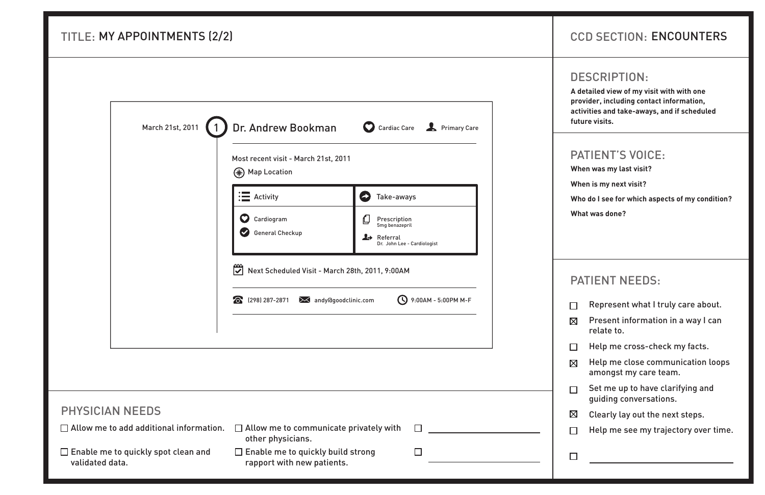## TITLE: MY APPOINTMENTS (2/2)

March 21st, 2011

**1** Dr. Andrew Bookman — Cardiac Care — Primary Care

Most recent visit - March 21st, 2011

Map Location

| Activity | Take-aways |
| --- | --- |
| Cardiogram | Prescription<br>5mg benazepril |
| General Checkup | Referral<br>Dr. John Lee - Cardiologist |

Next Scheduled Visit - March 28th, 2011, 9:00AM

(298) 287-2871 andy@goodclinic.com 9:00AM - 5:00PM M-F

## PHYSICIAN NEEDS

- ☐ Allow me to add additional information.
- ☐ Enable me to quickly spot clean and validated data.
- ☐ Allow me to communicate privately with other physicians.
- ☐ Enable me to quickly build strong rapport with new patients.
- ☐ ________________
- ☐ ________________

## CCD SECTION: ENCOUNTERS

### DESCRIPTION:

**A detailed view of my visit with with one provider, including contact information, activities and take-aways, and if scheduled future visits.**

### PATIENT'S VOICE:

**When was my last visit?**

**When is my next visit?**

**Who do I see for which aspects of my condition?**

**What was done?**

### PATIENT NEEDS:

- ☐ Represent what I truly care about.
- ☒ Present information in a way I can relate to.
- ☐ Help me cross-check my facts.
- ☒ Help me close communication loops amongst my care team.
- ☐ Set me up to have clarifying and guiding conversations.
- ☒ Clearly lay out the next steps.
- ☐ Help me see my trajectory over time.
- ☐ ________________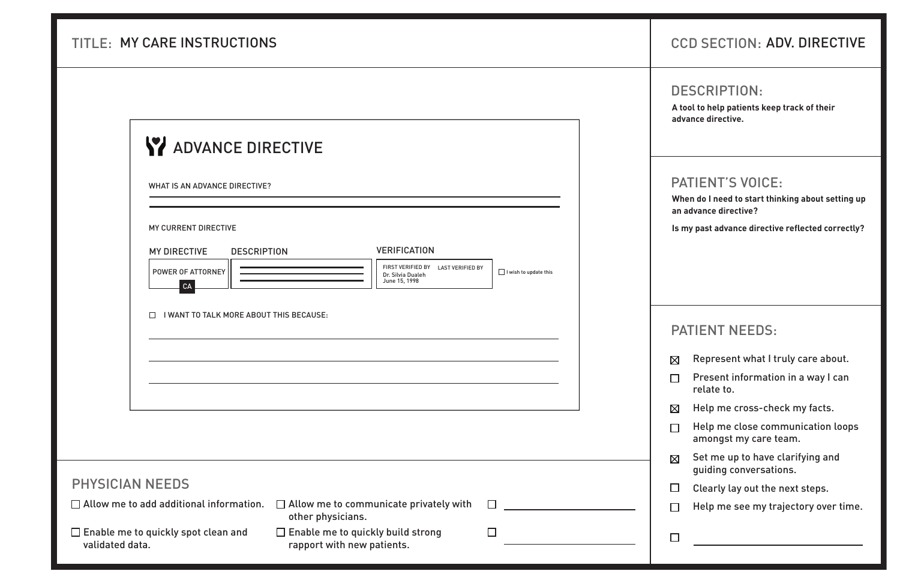**TITLE:** MY CARE INSTRUCTIONS

**CCD SECTION:** ADV. DIRECTIVE

## ADVANCE DIRECTIVE

WHAT IS AN ADVANCE DIRECTIVE?

MY CURRENT DIRECTIVE

| MY DIRECTIVE | DESCRIPTION | VERIFICATION | |
|---|---|---|---|
| POWER OF ATTORNEY CA | | FIRST VERIFIED BY Dr. Silvia Dualeh June 15, 1998 / LAST VERIFIED BY | ☐ I wish to update this |

☐ I WANT TO TALK MORE ABOUT THIS BECAUSE:

## PHYSICIAN NEEDS

- ☐ Allow me to add additional information.
- ☐ Enable me to quickly spot clean and validated data.
- ☐ Allow me to communicate privately with other physicians.
- ☐ Enable me to quickly build strong rapport with new patients.
- ☐
- ☐

## DESCRIPTION:

**A tool to help patients keep track of their advance directive.**

## PATIENT'S VOICE:

**When do I need to start thinking about setting up an advance directive?**

**Is my past advance directive reflected correctly?**

## PATIENT NEEDS:

- ☒ Represent what I truly care about.
- ☐ Present information in a way I can relate to.
- ☒ Help me cross-check my facts.
- ☐ Help me close communication loops amongst my care team.
- ☒ Set me up to have clarifying and guiding conversations.
- ☐ Clearly lay out the next steps.
- ☐ Help me see my trajectory over time.
- ☐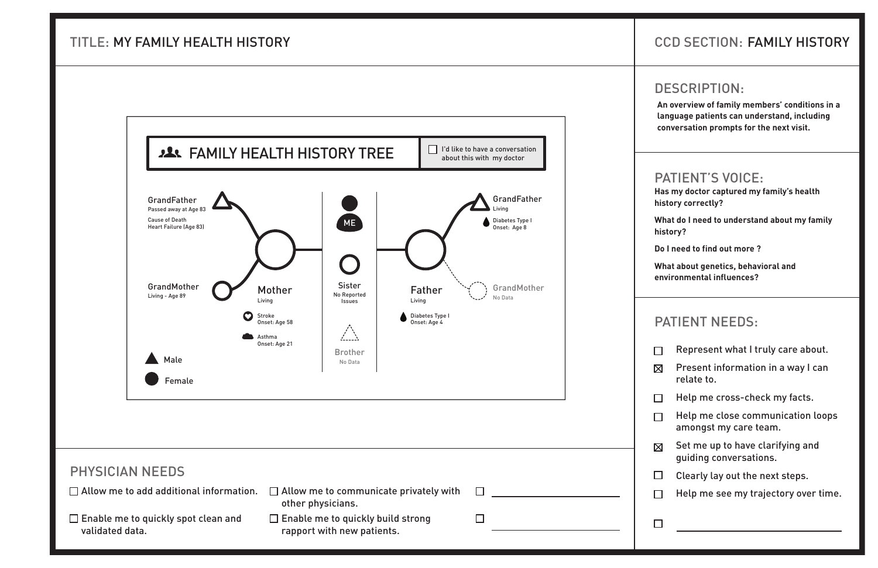**TITLE:** MY FAMILY HEALTH HISTORY

**CCD SECTION:** FAMILY HISTORY

## FAMILY HEALTH HISTORY TREE

☐ I'd like to have a conversation about this with my doctor

**GrandFather**
Passed away at Age 83
Cause of Death
Heart Failure (Age 83)

**GrandMother**
Living - Age 89

**Mother**
Living
Stroke
Onset: Age 58
Asthma
Onset: Age 21

**ME**

**Sister**
No Reported Issues

**Brother**
No Data

**Father**
Living
Diabetes Type I
Onset: Age 4

**GrandFather**
Living
Diabetes Type I
Onset: Age 8

**GrandMother**
No Data

▲ Male
● Female

## DESCRIPTION:

**An overview of family members' conditions in a language patients can understand, including conversation prompts for the next visit.**

## PATIENT'S VOICE:

**Has my doctor captured my family's health history correctly?**

**What do I need to understand about my family history?**

**Do I need to find out more ?**

**What about genetics, behavioral and environmental influences?**

## PATIENT NEEDS:

- ☐ Represent what I truly care about.
- ☒ Present information in a way I can relate to.
- ☐ Help me cross-check my facts.
- ☐ Help me close communication loops amongst my care team.
- ☒ Set me up to have clarifying and guiding conversations.
- ☐ Clearly lay out the next steps.
- ☐ Help me see my trajectory over time.
- ☐ ____________________

## PHYSICIAN NEEDS

- ☐ Allow me to add additional information.
- ☐ Enable me to quickly spot clean and validated data.
- ☐ Allow me to communicate privately with other physicians.
- ☐ Enable me to quickly build strong rapport with new patients.
- ☐ ____________________
- ☐ ____________________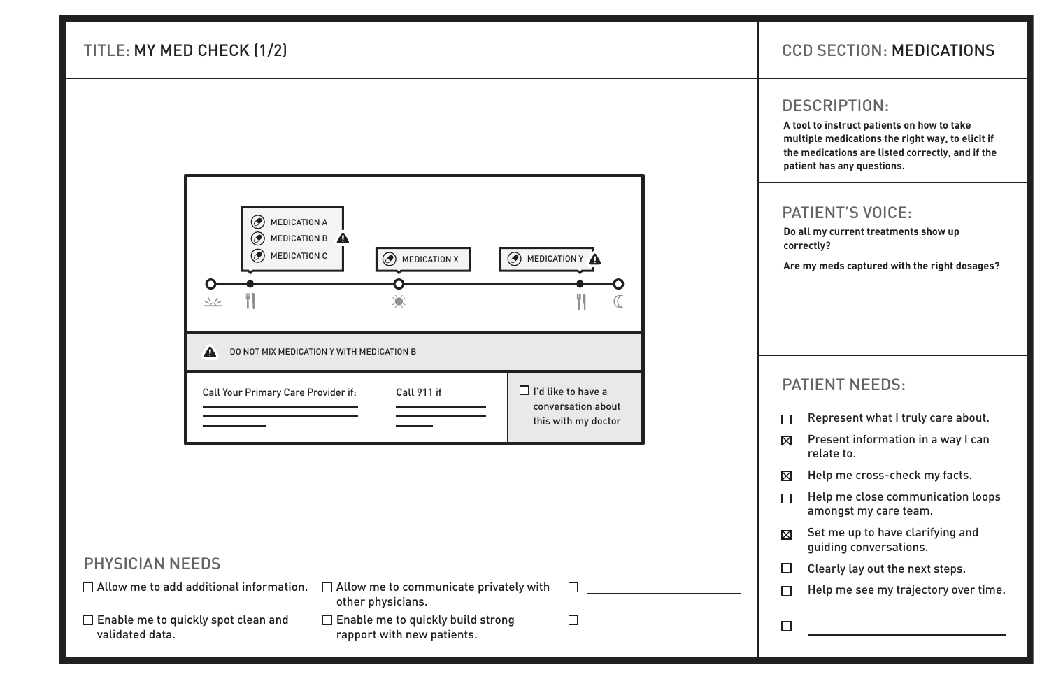TITLE: MY MED CHECK (1/2)

CCD SECTION: MEDICATIONS

MEDICATION A
MEDICATION B ⚠
MEDICATION C

MEDICATION X

MEDICATION Y ⚠

⚠ DO NOT MIX MEDICATION Y WITH MEDICATION B

| Call Your Primary Care Provider if: | Call 911 if | ☐ I'd like to have a conversation about this with my doctor |
|---|---|---|

## DESCRIPTION:

**A tool to instruct patients on how to take multiple medications the right way, to elicit if the medications are listed correctly, and if the patient has any questions.**

## PATIENT'S VOICE:

**Do all my current treatments show up correctly?**

**Are my meds captured with the right dosages?**

## PATIENT NEEDS:

- ☐ Represent what I truly care about.
- ☒ Present information in a way I can relate to.
- ☒ Help me cross-check my facts.
- ☐ Help me close communication loops amongst my care team.
- ☒ Set me up to have clarifying and guiding conversations.
- ☐ Clearly lay out the next steps.
- ☐ Help me see my trajectory over time.
- ☐ ____________

## PHYSICIAN NEEDS

- ☐ Allow me to add additional information.
- ☐ Enable me to quickly spot clean and validated data.
- ☐ Allow me to communicate privately with other physicians.
- ☐ Enable me to quickly build strong rapport with new patients.
- ☐ ____________
- ☐ ____________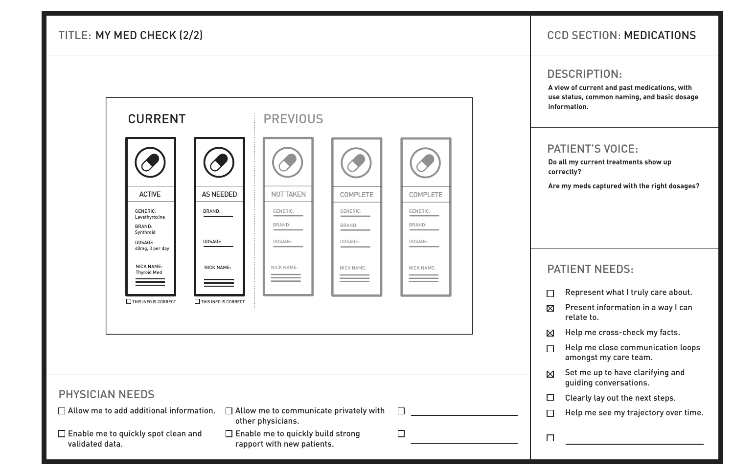**TITLE:** MY MED CHECK (2/2)

**CCD SECTION:** MEDICATIONS

CURRENT

| ACTIVE | AS NEEDED |
|---|---|
| GENERIC: Levathyroxine | BRAND: |
| BRAND: Synthroid | DOSAGE |
| DOSAGE 40mg, 3 per day | NICK NAME: |
| NICK NAME: Thyroid Med | |
| ☐ THIS INFO IS CORRECT | ☐ THIS INFO IS CORRECT |

PREVIOUS

| NOT TAKEN | COMPLETE | COMPLETE |
|---|---|---|
| GENERIC: | GENERIC: | GENERIC: |
| BRAND: | BRAND: | BRAND: |
| DOSAGE: | DOSAGE: | DOSAGE: |
| NICK NAME: | NICK NAME: | NICK NAME: |

## DESCRIPTION:

**A view of current and past medications, with use status, common naming, and basic dosage information.**

## PATIENT'S VOICE:

**Do all my current treatments show up correctly?**

**Are my meds captured with the right dosages?**

## PATIENT NEEDS:

- ☐ Represent what I truly care about.
- ☒ Present information in a way I can relate to.
- ☒ Help me cross-check my facts.
- ☐ Help me close communication loops amongst my care team.
- ☒ Set me up to have clarifying and guiding conversations.
- ☐ Clearly lay out the next steps.
- ☐ Help me see my trajectory over time.
- ☐ ______________

## PHYSICIAN NEEDS

- ☐ Allow me to add additional information.
- ☐ Enable me to quickly spot clean and validated data.
- ☐ Allow me to communicate privately with other physicians.
- ☐ Enable me to quickly build strong rapport with new patients.
- ☐ ______________
- ☐ ______________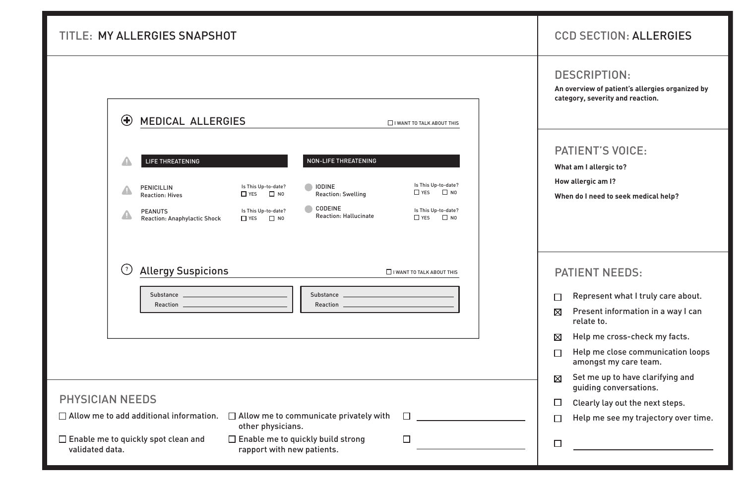# TITLE: MY ALLERGIES SNAPSHOT

**CCD SECTION:** ALLERGIES

## MEDICAL ALLERGIES

☐ I WANT TO TALK ABOUT THIS

| LIFE THREATENING | Is This Up-to-date? | NON-LIFE THREATENING | Is This Up-to-date? |
| --- | --- | --- | --- |
| PENICILLIN<br>Reaction: Hives | ☐ YES ☐ NO | IODINE<br>Reaction: Swelling | ☐ YES ☐ NO |
| PEANUTS<br>Reaction: Anaphylactic Shock | ☐ YES ☐ NO | CODEINE<br>Reaction: Hallucinate | ☐ YES ☐ NO |

## Allergy Suspicions

☐ I WANT TO TALK ABOUT THIS

Substance ____________
Reaction ____________

Substance ____________
Reaction ____________

## PHYSICIAN NEEDS

- ☐ Allow me to add additional information.
- ☐ Enable me to quickly spot clean and validated data.
- ☐ Allow me to communicate privately with other physicians.
- ☐ Enable me to quickly build strong rapport with new patients.
- ☐ ____________
- ☐ ____________

## DESCRIPTION:

**An overview of patient's allergies organized by category, severity and reaction.**

## PATIENT'S VOICE:

**What am I allergic to?**

**How allergic am I?**

**When do I need to seek medical help?**

## PATIENT NEEDS:

- ☐ Represent what I truly care about.
- ☒ Present information in a way I can relate to.
- ☒ Help me cross-check my facts.
- ☐ Help me close communication loops amongst my care team.
- ☒ Set me up to have clarifying and guiding conversations.
- ☐ Clearly lay out the next steps.
- ☐ Help me see my trajectory over time.
- ☐ ____________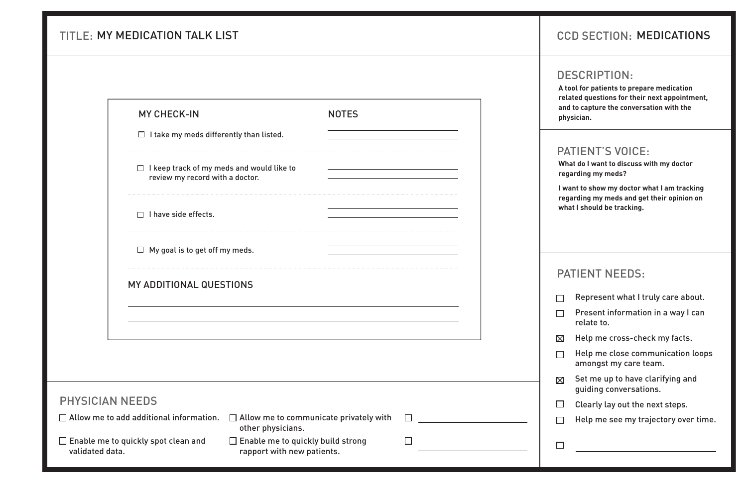**TITLE:** MY MEDICATION TALK LIST

**CCD SECTION:** MEDICATIONS

### MY CHECK-IN

| MY CHECK-IN | NOTES |
|---|---|
| ☐ I take my meds differently than listed. | |
| ☐ I keep track of my meds and would like to review my record with a doctor. | |
| ☐ I have side effects. | |
| ☐ My goal is to get off my meds. | |

### MY ADDITIONAL QUESTIONS

______________________________

______________________________

## PHYSICIAN NEEDS

- ☐ Allow me to add additional information.
- ☐ Enable me to quickly spot clean and validated data.
- ☐ Allow me to communicate privately with other physicians.
- ☐ Enable me to quickly build strong rapport with new patients.
- ☐ ______________________________
- ☐ ______________________________

## DESCRIPTION:

**A tool for patients to prepare medication related questions for their next appointment, and to capture the conversation with the physician.**

## PATIENT'S VOICE:

**What do I want to discuss with my doctor regarding my meds?**

**I want to show my doctor what I am tracking regarding my meds and get their opinion on what I should be tracking.**

## PATIENT NEEDS:

- ☐ Represent what I truly care about.
- ☐ Present information in a way I can relate to.
- ☒ Help me cross-check my facts.
- ☐ Help me close communication loops amongst my care team.
- ☒ Set me up to have clarifying and guiding conversations.
- ☐ Clearly lay out the next steps.
- ☐ Help me see my trajectory over time.
- ☐ ______________________________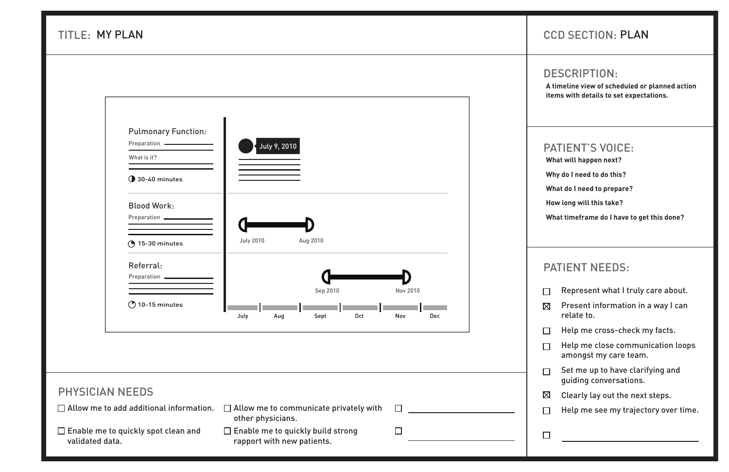## TITLE: MY PLAN

## CCD SECTION: PLAN

**Pulmonary Function:**

Preparation

What is it?

30-40 minutes

July 9, 2010

**Blood Work:**

Preparation

15-30 minutes

July 2010 — Aug 2010

**Referral:**

Preparation

10-15 minutes

Sep 2010 — Nov 2010

July | Aug | Sept | Oct | Nov | Dec

### DESCRIPTION:

**A timeline view of scheduled or planned action items with details to set expectations.**

### PATIENT'S VOICE:

**What will happen next?**

**Why do I need to do this?**

**What do I need to prepare?**

**How long will this take?**

**What timeframe do I have to get this done?**

### PATIENT NEEDS:

- [ ] Represent what I truly care about.
- [x] Present information in a way I can relate to.
- [ ] Help me cross-check my facts.
- [ ] Help me close communication loops amongst my care team.
- [ ] Set me up to have clarifying and guiding conversations.
- [x] Clearly lay out the next steps.
- [ ] Help me see my trajectory over time.
- [ ] ______________________

### PHYSICIAN NEEDS

- [ ] Allow me to add additional information.
- [ ] Enable me to quickly spot clean and validated data.
- [ ] Allow me to communicate privately with other physicians.
- [ ] Enable me to quickly build strong rapport with new patients.
- [ ] ______________________
- [ ] ______________________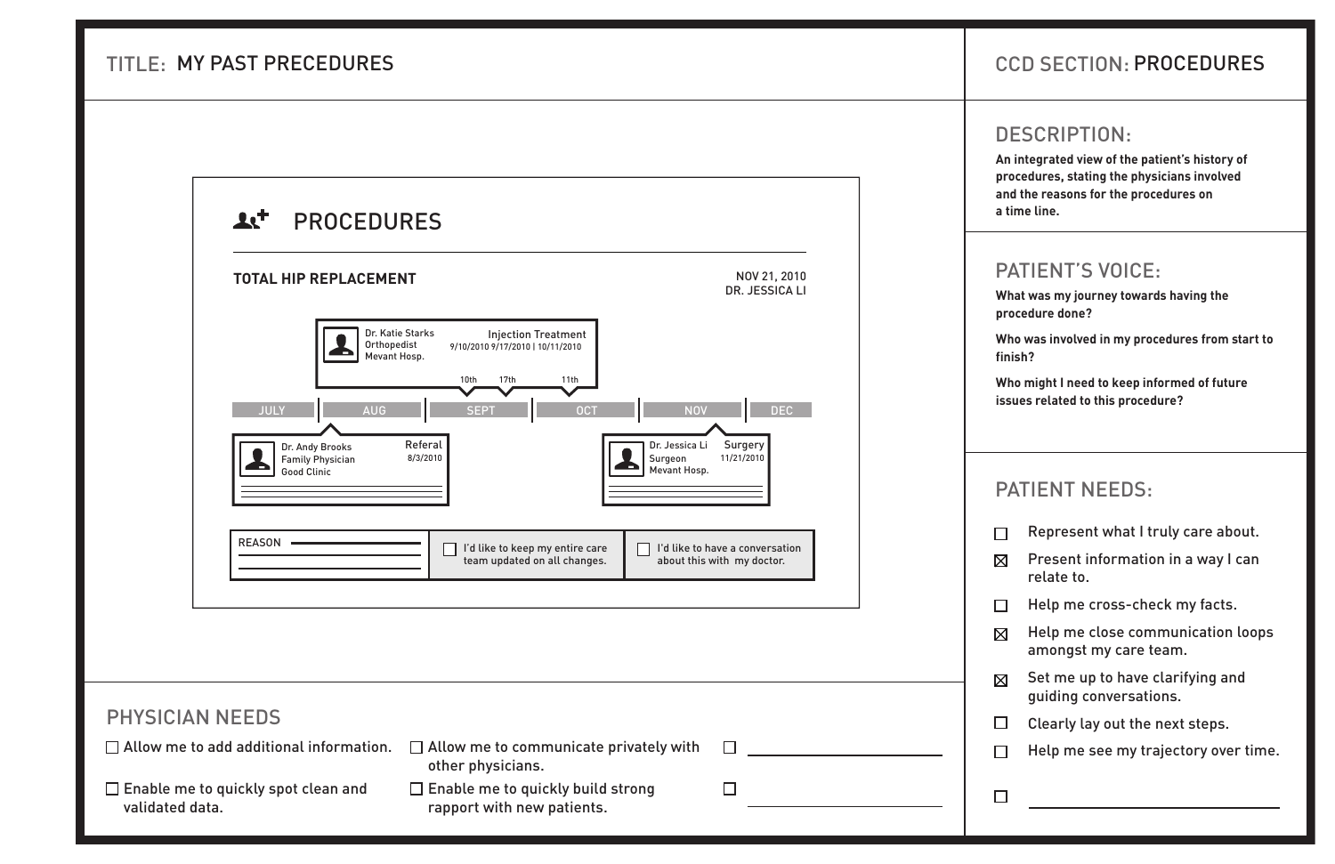# TITLE: MY PAST PRECEDURES

## CCD SECTION: PROCEDURES

## PROCEDURES

**TOTAL HIP REPLACEMENT**

NOV 21, 2010
DR. JESSICA LI

Dr. Katie Starks
Orthopedist
Mevant Hosp.

Injection Treatment
9/10/2010 9/17/2010 | 10/11/2010

10th 17th 11th

JULY | AUG | SEPT | OCT | NOV | DEC

Dr. Andy Brooks
Family Physician
Good Clinic

Referal
8/3/2010

Dr. Jessica Li
Surgeon
Mevant Hosp.

Surgery
11/21/2010

REASON

☐ I'd like to keep my entire care team updated on all changes.

☐ I'd like to have a conversation about this with my doctor.

## PHYSICIAN NEEDS

- ☐ Allow me to add additional information.
- ☐ Enable me to quickly spot clean and validated data.
- ☐ Allow me to communicate privately with other physicians.
- ☐ Enable me to quickly build strong rapport with new patients.
- ☐ ____________________
- ☐ ____________________

## DESCRIPTION:

**An integrated view of the patient's history of procedures, stating the physicians involved and the reasons for the procedures on a time line.**

## PATIENT'S VOICE:

**What was my journey towards having the procedure done?**

**Who was involved in my procedures from start to finish?**

**Who might I need to keep informed of future issues related to this procedure?**

## PATIENT NEEDS:

- ☐ Represent what I truly care about.
- ☒ Present information in a way I can relate to.
- ☐ Help me cross-check my facts.
- ☒ Help me close communication loops amongst my care team.
- ☒ Set me up to have clarifying and guiding conversations.
- ☐ Clearly lay out the next steps.
- ☐ Help me see my trajectory over time.
- ☐ ____________________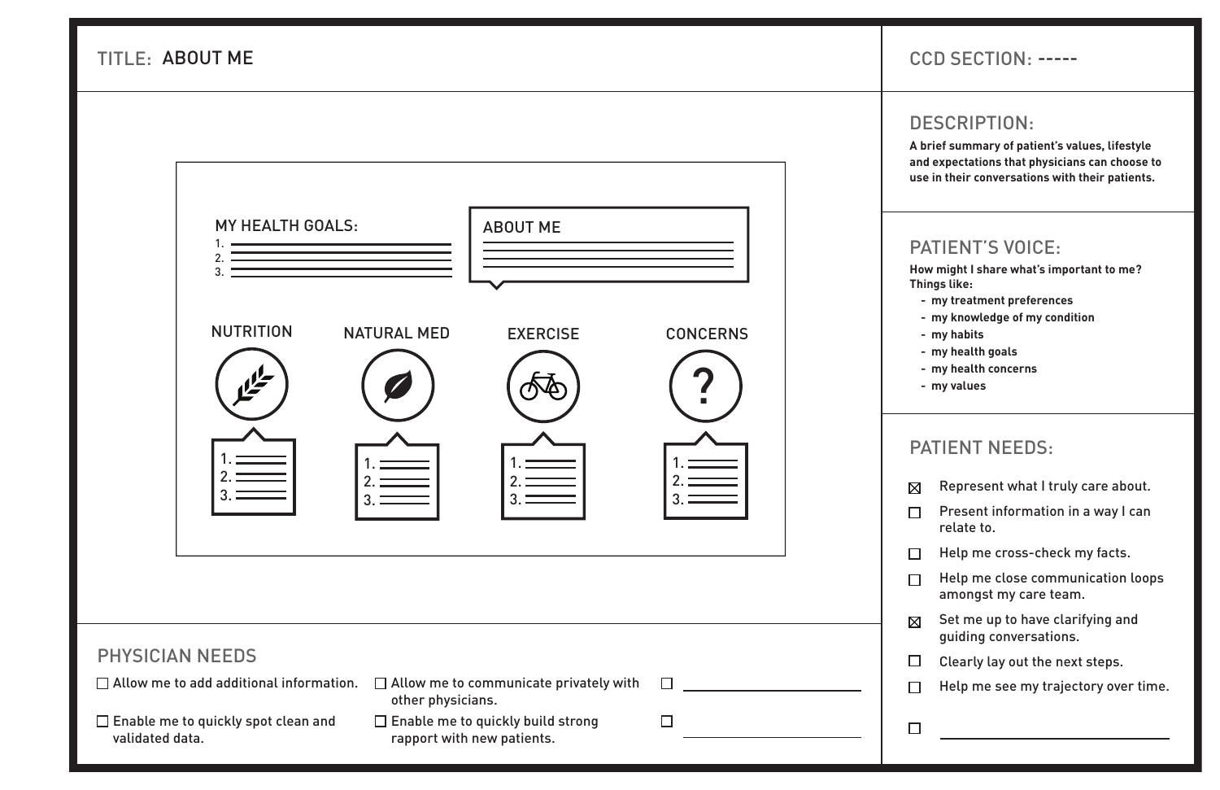**TITLE:** ABOUT ME

**CCD SECTION:** -----

MY HEALTH GOALS:
1.
2.
3.

ABOUT ME

NUTRITION
1.
2.
3.

NATURAL MED
1.
2.
3.

EXERCISE
1.
2.
3.

CONCERNS
1.
2.
3.

## DESCRIPTION:

**A brief summary of patient's values, lifestyle and expectations that physicians can choose to use in their conversations with their patients.**

## PATIENT'S VOICE:

**How might I share what's important to me? Things like:**

- **my treatment preferences**
- **my knowledge of my condition**
- **my habits**
- **my health goals**
- **my health concerns**
- **my values**

## PATIENT NEEDS:

- [x] Represent what I truly care about.
- [ ] Present information in a way I can relate to.
- [ ] Help me cross-check my facts.
- [ ] Help me close communication loops amongst my care team.
- [x] Set me up to have clarifying and guiding conversations.
- [ ] Clearly lay out the next steps.
- [ ] Help me see my trajectory over time.
- [ ] ______________________

## PHYSICIAN NEEDS

- [ ] Allow me to add additional information.
- [ ] Enable me to quickly spot clean and validated data.
- [ ] Allow me to communicate privately with other physicians.
- [ ] Enable me to quickly build strong rapport with new patients.
- [ ] ______________________
- [ ] ______________________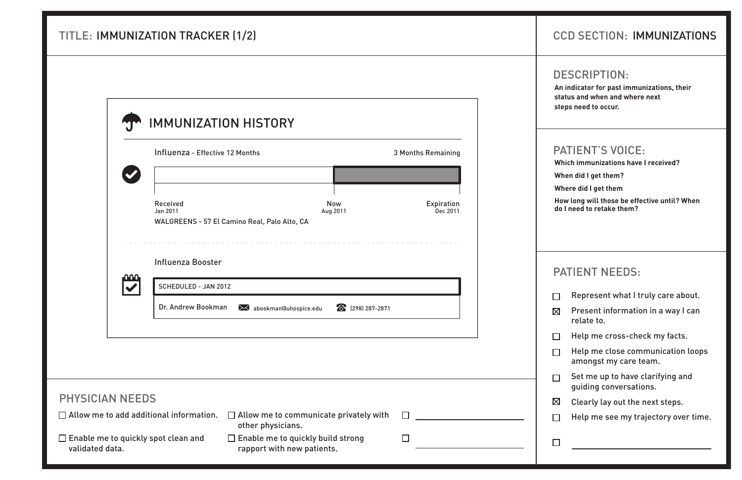TITLE: IMMUNIZATION TRACKER (1/2)

CCD SECTION: IMMUNIZATIONS

## IMMUNIZATION HISTORY

Influenza - Effective 12 Months

3 Months Remaining

| Received | Now | Expiration |
|---|---|---|
| Jan 2011 | Aug 2011 | Dec 2011 |

WALGREENS - 57 El Camino Real, Palo Alto, CA

Influenza Booster

SCHEDULED - JAN 2012

Dr. Andrew Bookman abookman@uhospice.edu (298) 287-2871

## PHYSICIAN NEEDS

- ☐ Allow me to add additional information.
- ☐ Enable me to quickly spot clean and validated data.
- ☐ Allow me to communicate privately with other physicians.
- ☐ Enable me to quickly build strong rapport with new patients.
- ☐ ______________
- ☐ ______________

## DESCRIPTION:

**An indicator for past immunizations, their status and when and where next steps need to occur.**

## PATIENT'S VOICE:

**Which immunizations have I received?**

**When did I get them?**

**Where did I get them**

**How long will those be effective until? When do I need to retake them?**

## PATIENT NEEDS:

- ☐ Represent what I truly care about.
- ☒ Present information in a way I can relate to.
- ☐ Help me cross-check my facts.
- ☐ Help me close communication loops amongst my care team.
- ☐ Set me up to have clarifying and guiding conversations.
- ☒ Clearly lay out the next steps.
- ☐ Help me see my trajectory over time.
- ☐ ______________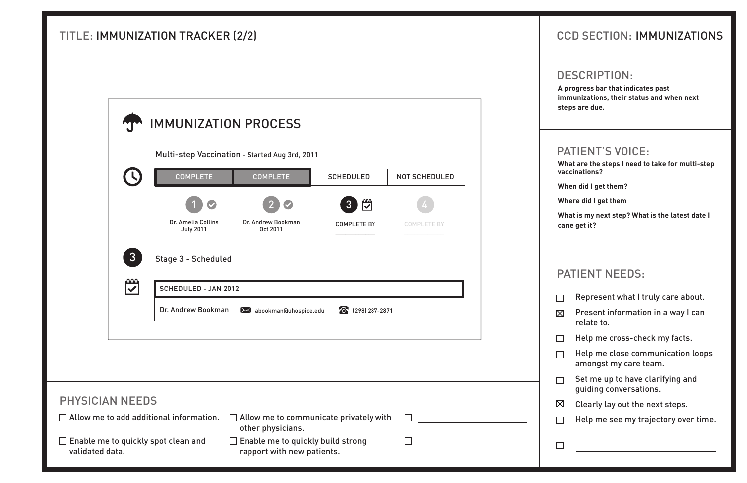## TITLE: IMMUNIZATION TRACKER (2/2)

## CCD SECTION: IMMUNIZATIONS

### IMMUNIZATION PROCESS

Multi-step Vaccination - Started Aug 3rd, 2011

| COMPLETE | COMPLETE | SCHEDULED | NOT SCHEDULED |
|---|---|---|---|
| 1 ✓ Dr. Amelia Collins July 2011 | 2 ✓ Dr. Andrew Bookman Oct 2011 | 3 COMPLETE BY | 4 COMPLETE BY |

3 Stage 3 - Scheduled

SCHEDULED - JAN 2012

Dr. Andrew Bookman — abookman@uhospice.edu — (298) 287-2871

### DESCRIPTION:

**A progress bar that indicates past immunizations, their status and when next steps are due.**

### PATIENT'S VOICE:

**What are the steps I need to take for multi-step vaccinations?**

**When did I get them?**

**Where did I get them**

**What is my next step? What is the latest date I cane get it?**

### PATIENT NEEDS:

- [ ] Represent what I truly care about.
- [x] Present information in a way I can relate to.
- [ ] Help me cross-check my facts.
- [ ] Help me close communication loops amongst my care team.
- [ ] Set me up to have clarifying and guiding conversations.
- [x] Clearly lay out the next steps.
- [ ] Help me see my trajectory over time.
- [ ] ____________

### PHYSICIAN NEEDS

- [ ] Allow me to add additional information.
- [ ] Enable me to quickly spot clean and validated data.
- [ ] Allow me to communicate privately with other physicians.
- [ ] Enable me to quickly build strong rapport with new patients.
- [ ] ____________
- [ ] ____________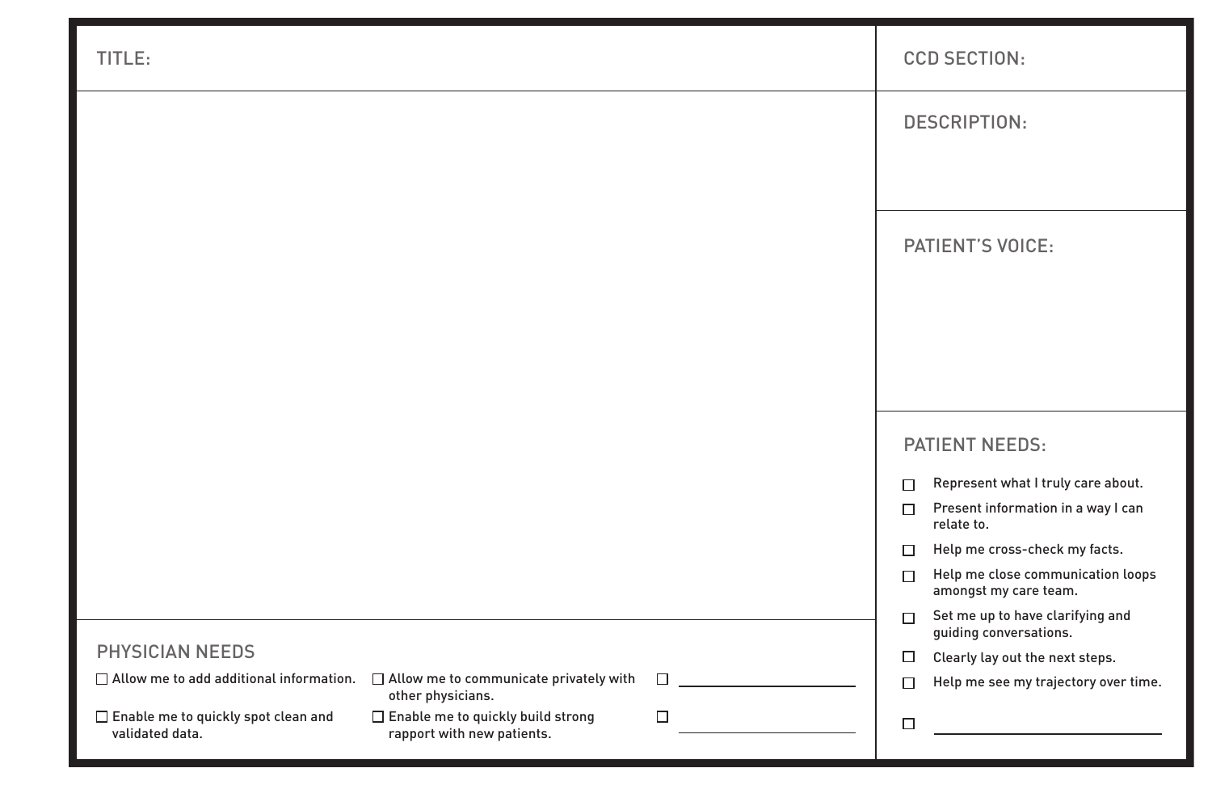TITLE:

CCD SECTION:

DESCRIPTION:

PATIENT'S VOICE:

PATIENT NEEDS:

- ☐ Represent what I truly care about.
- ☐ Present information in a way I can relate to.
- ☐ Help me cross-check my facts.
- ☐ Help me close communication loops amongst my care team.
- ☐ Set me up to have clarifying and guiding conversations.
- ☐ Clearly lay out the next steps.
- ☐ Help me see my trajectory over time.
- ☐ ____________________

PHYSICIAN NEEDS

- ☐ Allow me to add additional information.
- ☐ Enable me to quickly spot clean and validated data.
- ☐ Allow me to communicate privately with other physicians.
- ☐ Enable me to quickly build strong rapport with new patients.
- ☐ ____________________
- ☐ ____________________